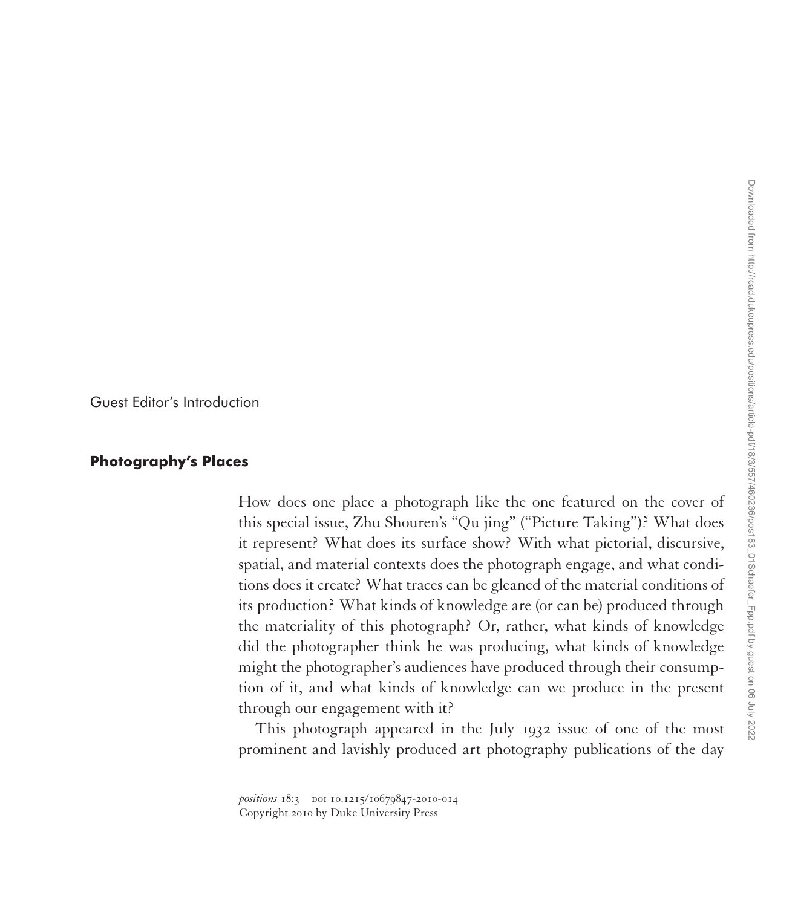Guest Editor's Introduction

# Photography's Places

How does one place a photograph like the one featured on the cover of this special issue, Zhu Shouren's "Qu jing" ("Picture Taking")? What does it represent? What does its surface show? With what pictorial, discursive, spatial, and material contexts does the photograph engage, and what conditions does it create? What traces can be gleaned of the material conditions of its production? What kinds of knowledge are (or can be) produced through the materiality of this photograph? Or, rather, what kinds of knowledge did the photographer think he was producing, what kinds of knowledge might the photographer's audiences have produced through their consumption of it, and what kinds of knowledge can we produce in the present through our engagement with it?

This photograph appeared in the July 1932 issue of one of the most prominent and lavishly produced art photography publications of the day

*positions* 18:3 DOI 10.1215/10679847-2010-014
Copyright 2010 by Duke University Press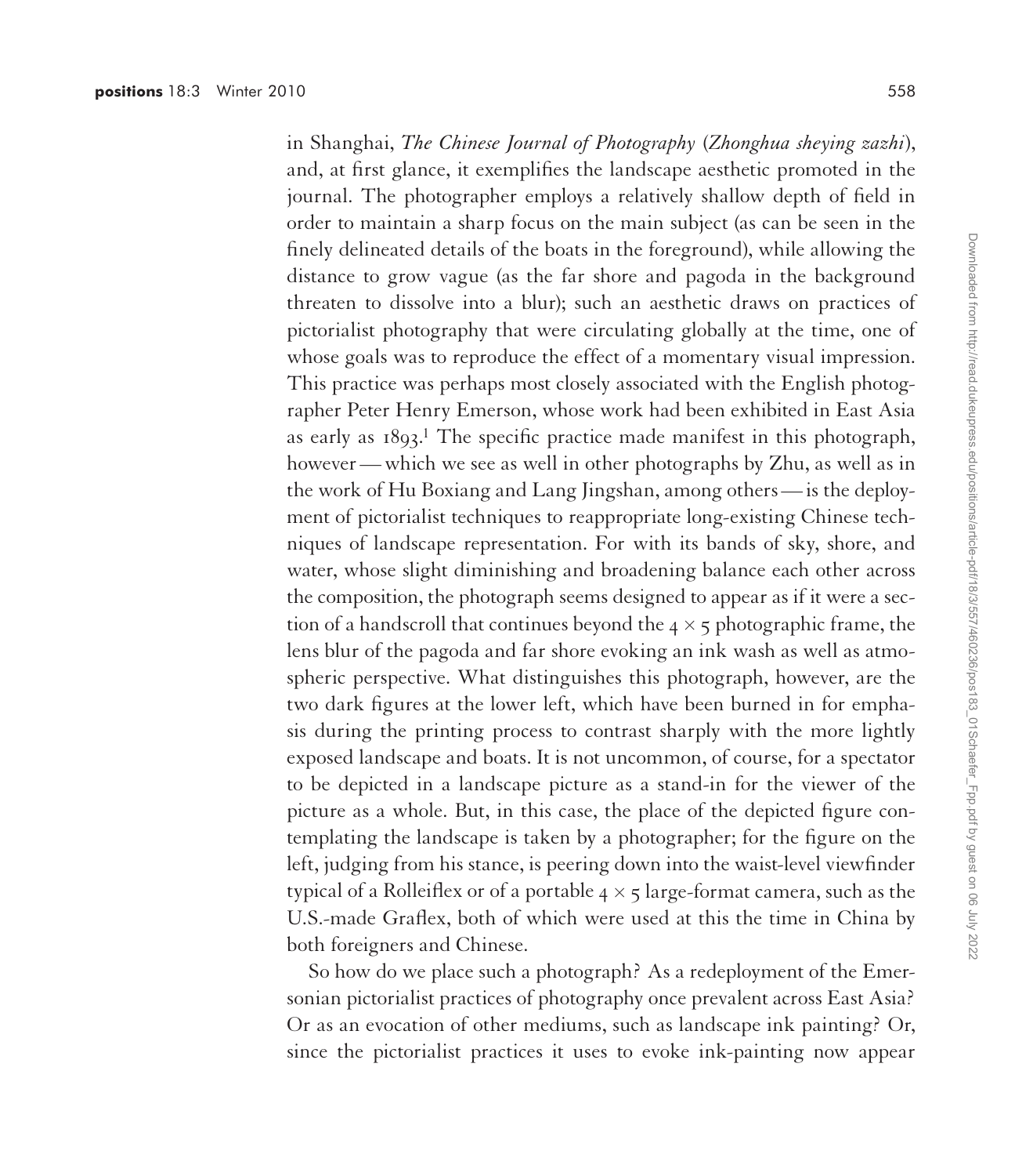in Shanghai, *The Chinese Journal of Photography* (*Zhonghua sheying zazhi*), and, at first glance, it exemplifies the landscape aesthetic promoted in the journal. The photographer employs a relatively shallow depth of field in order to maintain a sharp focus on the main subject (as can be seen in the finely delineated details of the boats in the foreground), while allowing the distance to grow vague (as the far shore and pagoda in the background threaten to dissolve into a blur); such an aesthetic draws on practices of pictorialist photography that were circulating globally at the time, one of whose goals was to reproduce the effect of a momentary visual impression. This practice was perhaps most closely associated with the English photographer Peter Henry Emerson, whose work had been exhibited in East Asia as early as 1893.[1] The specific practice made manifest in this photograph, however — which we see as well in other photographs by Zhu, as well as in the work of Hu Boxiang and Lang Jingshan, among others — is the deployment of pictorialist techniques to reappropriate long-existing Chinese techniques of landscape representation. For with its bands of sky, shore, and water, whose slight diminishing and broadening balance each other across the composition, the photograph seems designed to appear as if it were a section of a handscroll that continues beyond the 4 × 5 photographic frame, the lens blur of the pagoda and far shore evoking an ink wash as well as atmospheric perspective. What distinguishes this photograph, however, are the two dark figures at the lower left, which have been burned in for emphasis during the printing process to contrast sharply with the more lightly exposed landscape and boats. It is not uncommon, of course, for a spectator to be depicted in a landscape picture as a stand-in for the viewer of the picture as a whole. But, in this case, the place of the depicted figure contemplating the landscape is taken by a photographer; for the figure on the left, judging from his stance, is peering down into the waist-level viewfinder typical of a Rolleiflex or of a portable 4 × 5 large-format camera, such as the U.S.-made Graflex, both of which were used at this the time in China by both foreigners and Chinese.

So how do we place such a photograph? As a redeployment of the Emersonian pictorialist practices of photography once prevalent across East Asia? Or as an evocation of other mediums, such as landscape ink painting? Or, since the pictorialist practices it uses to evoke ink-painting now appear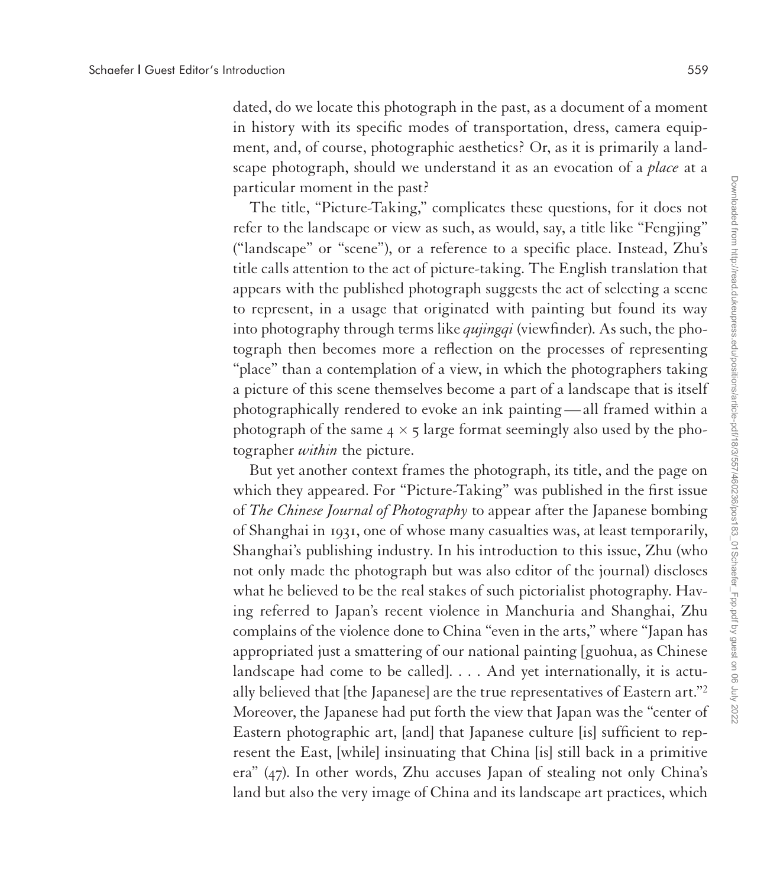dated, do we locate this photograph in the past, as a document of a moment in history with its specific modes of transportation, dress, camera equipment, and, of course, photographic aesthetics? Or, as it is primarily a landscape photograph, should we understand it as an evocation of a *place* at a particular moment in the past?

The title, "Picture-Taking," complicates these questions, for it does not refer to the landscape or view as such, as would, say, a title like "Fengjing" ("landscape" or "scene"), or a reference to a specific place. Instead, Zhu's title calls attention to the act of picture-taking. The English translation that appears with the published photograph suggests the act of selecting a scene to represent, in a usage that originated with painting but found its way into photography through terms like *qujingqi* (viewfinder). As such, the photograph then becomes more a reflection on the processes of representing "place" than a contemplation of a view, in which the photographers taking a picture of this scene themselves become a part of a landscape that is itself photographically rendered to evoke an ink painting — all framed within a photograph of the same 4 × 5 large format seemingly also used by the photographer *within* the picture.

But yet another context frames the photograph, its title, and the page on which they appeared. For "Picture-Taking" was published in the first issue of *The Chinese Journal of Photography* to appear after the Japanese bombing of Shanghai in 1931, one of whose many casualties was, at least temporarily, Shanghai's publishing industry. In his introduction to this issue, Zhu (who not only made the photograph but was also editor of the journal) discloses what he believed to be the real stakes of such pictorialist photography. Having referred to Japan's recent violence in Manchuria and Shanghai, Zhu complains of the violence done to China "even in the arts," where "Japan has appropriated just a smattering of our national painting [guohua, as Chinese landscape had come to be called]. . . . And yet internationally, it is actually believed that [the Japanese] are the true representatives of Eastern art."[2] Moreover, the Japanese had put forth the view that Japan was the "center of Eastern photographic art, [and] that Japanese culture [is] sufficient to represent the East, [while] insinuating that China [is] still back in a primitive era" (47). In other words, Zhu accuses Japan of stealing not only China's land but also the very image of China and its landscape art practices, which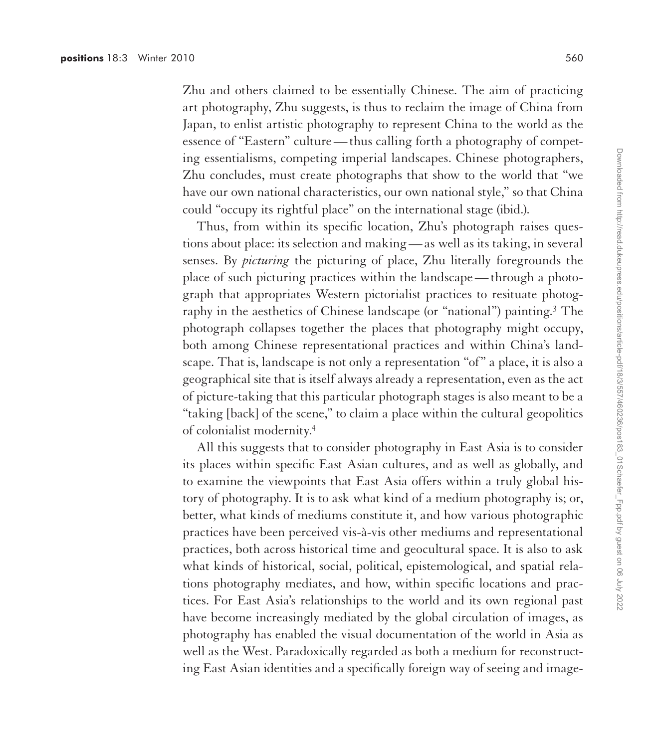Zhu and others claimed to be essentially Chinese. The aim of practicing art photography, Zhu suggests, is thus to reclaim the image of China from Japan, to enlist artistic photography to represent China to the world as the essence of "Eastern" culture — thus calling forth a photography of competing essentialisms, competing imperial landscapes. Chinese photographers, Zhu concludes, must create photographs that show to the world that "we have our own national characteristics, our own national style," so that China could "occupy its rightful place" on the international stage (ibid.).

Thus, from within its specific location, Zhu's photograph raises questions about place: its selection and making — as well as its taking, in several senses. By *picturing* the picturing of place, Zhu literally foregrounds the place of such picturing practices within the landscape — through a photograph that appropriates Western pictorialist practices to resituate photography in the aesthetics of Chinese landscape (or "national") painting.[3] The photograph collapses together the places that photography might occupy, both among Chinese representational practices and within China's landscape. That is, landscape is not only a representation "of" a place, it is also a geographical site that is itself always already a representation, even as the act of picture-taking that this particular photograph stages is also meant to be a "taking [back] of the scene," to claim a place within the cultural geopolitics of colonialist modernity.[4]

All this suggests that to consider photography in East Asia is to consider its places within specific East Asian cultures, and as well as globally, and to examine the viewpoints that East Asia offers within a truly global history of photography. It is to ask what kind of a medium photography is; or, better, what kinds of mediums constitute it, and how various photographic practices have been perceived vis-à-vis other mediums and representational practices, both across historical time and geocultural space. It is also to ask what kinds of historical, social, political, epistemological, and spatial relations photography mediates, and how, within specific locations and practices. For East Asia's relationships to the world and its own regional past have become increasingly mediated by the global circulation of images, as photography has enabled the visual documentation of the world in Asia as well as the West. Paradoxically regarded as both a medium for reconstructing East Asian identities and a specifically foreign way of seeing and image-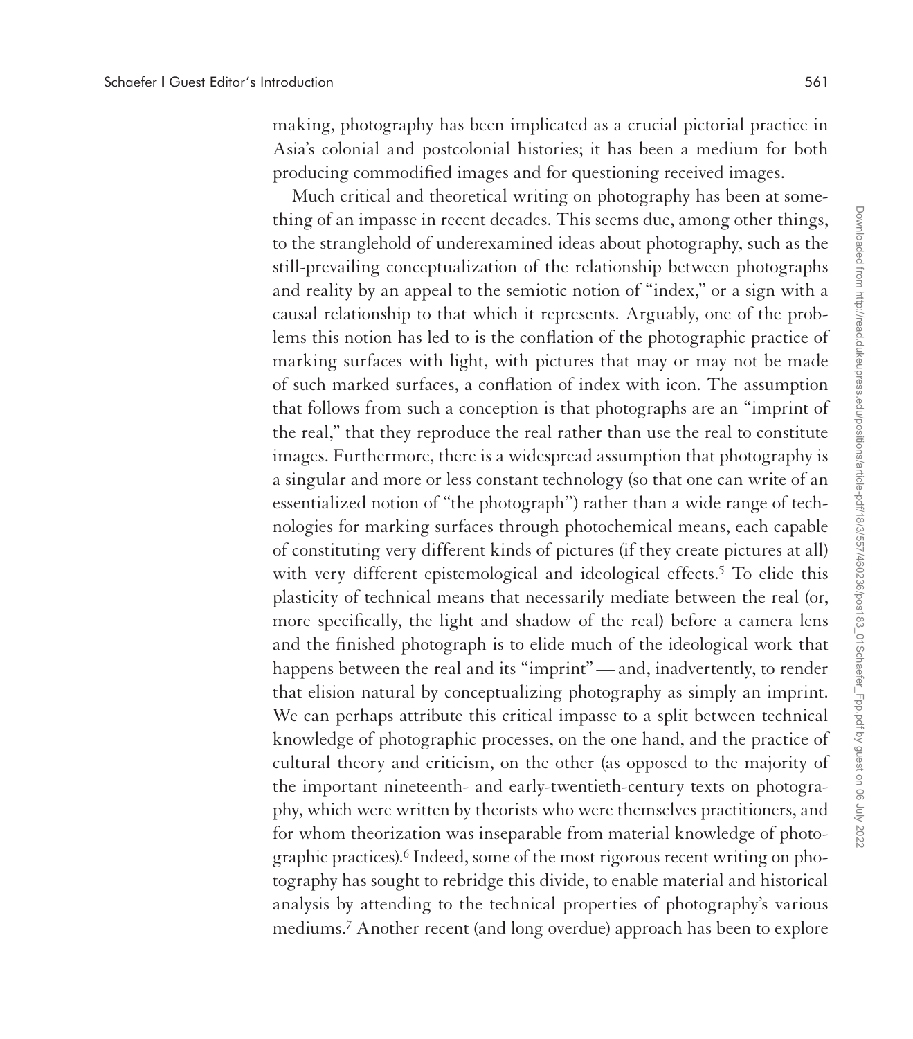making, photography has been implicated as a crucial pictorial practice in Asia's colonial and postcolonial histories; it has been a medium for both producing commodified images and for questioning received images.

Much critical and theoretical writing on photography has been at something of an impasse in recent decades. This seems due, among other things, to the stranglehold of underexamined ideas about photography, such as the still-prevailing conceptualization of the relationship between photographs and reality by an appeal to the semiotic notion of "index," or a sign with a causal relationship to that which it represents. Arguably, one of the problems this notion has led to is the conflation of the photographic practice of marking surfaces with light, with pictures that may or may not be made of such marked surfaces, a conflation of index with icon. The assumption that follows from such a conception is that photographs are an "imprint of the real," that they reproduce the real rather than use the real to constitute images. Furthermore, there is a widespread assumption that photography is a singular and more or less constant technology (so that one can write of an essentialized notion of "the photograph") rather than a wide range of technologies for marking surfaces through photochemical means, each capable of constituting very different kinds of pictures (if they create pictures at all) with very different epistemological and ideological effects.[5] To elide this plasticity of technical means that necessarily mediate between the real (or, more specifically, the light and shadow of the real) before a camera lens and the finished photograph is to elide much of the ideological work that happens between the real and its "imprint"—and, inadvertently, to render that elision natural by conceptualizing photography as simply an imprint. We can perhaps attribute this critical impasse to a split between technical knowledge of photographic processes, on the one hand, and the practice of cultural theory and criticism, on the other (as opposed to the majority of the important nineteenth- and early-twentieth-century texts on photography, which were written by theorists who were themselves practitioners, and for whom theorization was inseparable from material knowledge of photographic practices).[6] Indeed, some of the most rigorous recent writing on photography has sought to rebridge this divide, to enable material and historical analysis by attending to the technical properties of photography's various mediums.[7] Another recent (and long overdue) approach has been to explore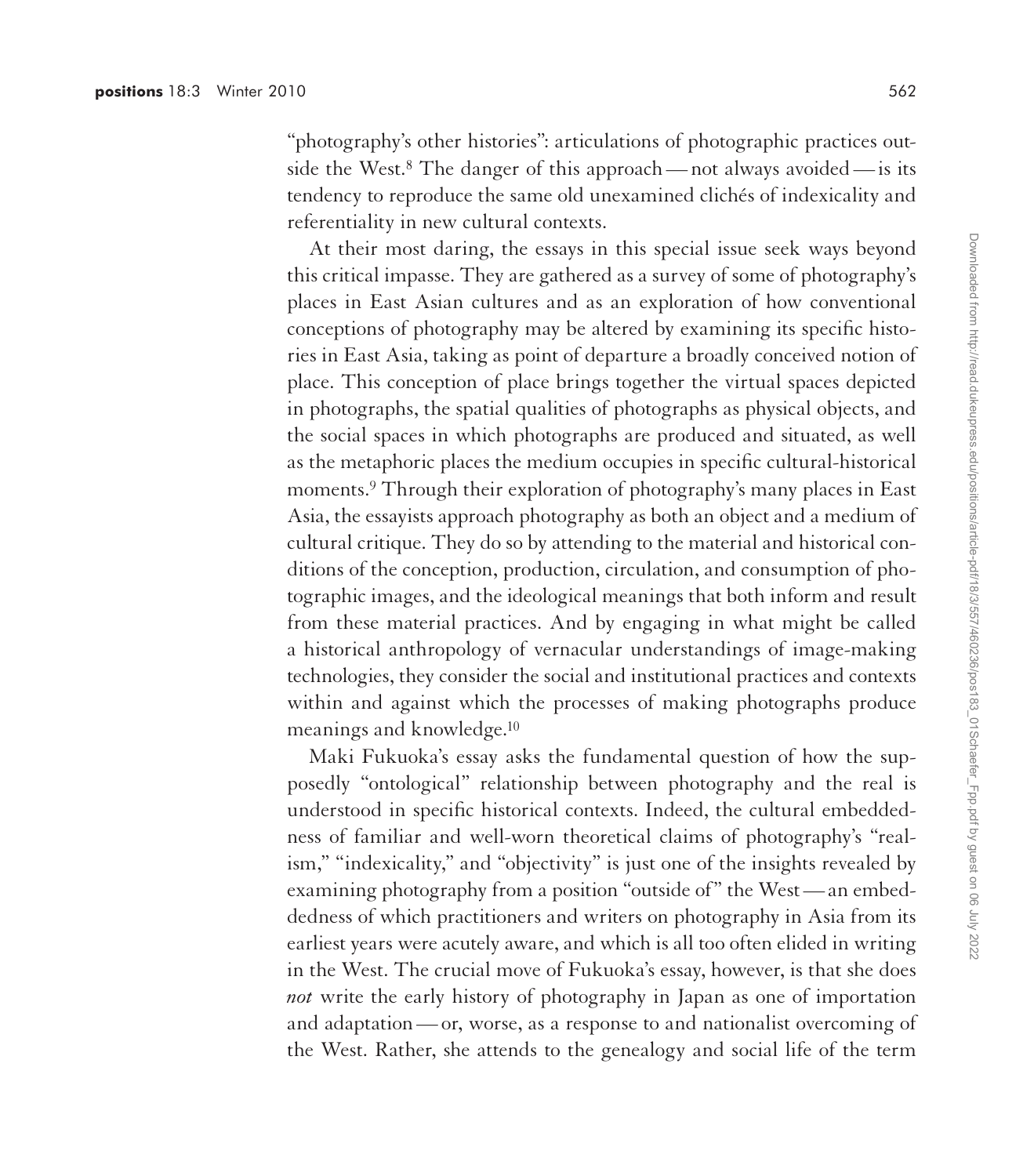"photography's other histories": articulations of photographic practices outside the West.[8] The danger of this approach — not always avoided — is its tendency to reproduce the same old unexamined clichés of indexicality and referentiality in new cultural contexts.

At their most daring, the essays in this special issue seek ways beyond this critical impasse. They are gathered as a survey of some of photography's places in East Asian cultures and as an exploration of how conventional conceptions of photography may be altered by examining its specific histories in East Asia, taking as point of departure a broadly conceived notion of place. This conception of place brings together the virtual spaces depicted in photographs, the spatial qualities of photographs as physical objects, and the social spaces in which photographs are produced and situated, as well as the metaphoric places the medium occupies in specific cultural-historical moments.[9] Through their exploration of photography's many places in East Asia, the essayists approach photography as both an object and a medium of cultural critique. They do so by attending to the material and historical conditions of the conception, production, circulation, and consumption of photographic images, and the ideological meanings that both inform and result from these material practices. And by engaging in what might be called a historical anthropology of vernacular understandings of image-making technologies, they consider the social and institutional practices and contexts within and against which the processes of making photographs produce meanings and knowledge.[10]

Maki Fukuoka's essay asks the fundamental question of how the supposedly "ontological" relationship between photography and the real is understood in specific historical contexts. Indeed, the cultural embeddedness of familiar and well-worn theoretical claims of photography's "realism," "indexicality," and "objectivity" is just one of the insights revealed by examining photography from a position "outside of" the West — an embeddedness of which practitioners and writers on photography in Asia from its earliest years were acutely aware, and which is all too often elided in writing in the West. The crucial move of Fukuoka's essay, however, is that she does *not* write the early history of photography in Japan as one of importation and adaptation — or, worse, as a response to and nationalist overcoming of the West. Rather, she attends to the genealogy and social life of the term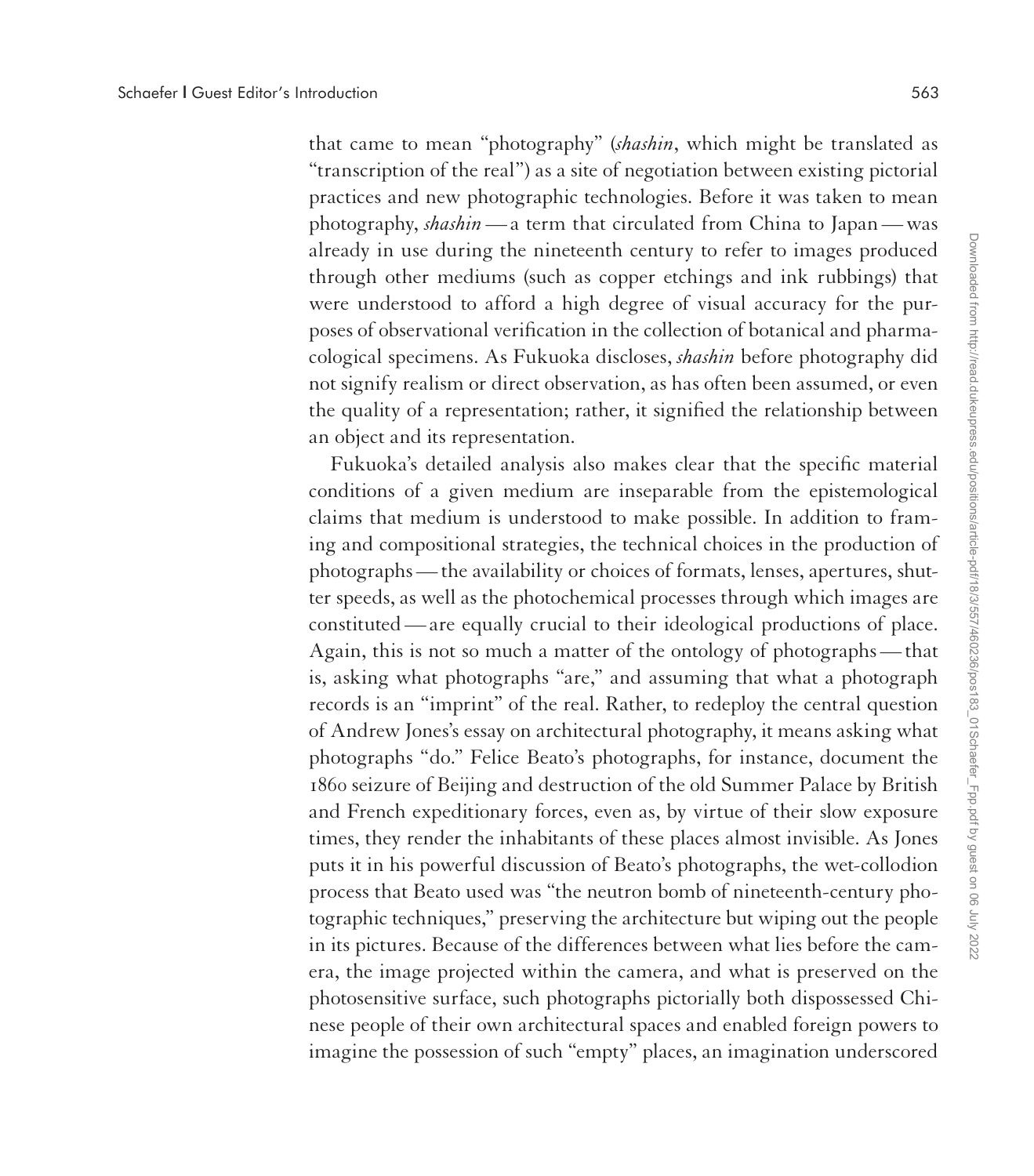that came to mean "photography" (*shashin*, which might be translated as "transcription of the real") as a site of negotiation between existing pictorial practices and new photographic technologies. Before it was taken to mean photography, *shashin* — a term that circulated from China to Japan — was already in use during the nineteenth century to refer to images produced through other mediums (such as copper etchings and ink rubbings) that were understood to afford a high degree of visual accuracy for the purposes of observational verification in the collection of botanical and pharmacological specimens. As Fukuoka discloses, *shashin* before photography did not signify realism or direct observation, as has often been assumed, or even the quality of a representation; rather, it signified the relationship between an object and its representation.

Fukuoka's detailed analysis also makes clear that the specific material conditions of a given medium are inseparable from the epistemological claims that medium is understood to make possible. In addition to framing and compositional strategies, the technical choices in the production of photographs — the availability or choices of formats, lenses, apertures, shutter speeds, as well as the photochemical processes through which images are constituted — are equally crucial to their ideological productions of place. Again, this is not so much a matter of the ontology of photographs — that is, asking what photographs "are," and assuming that what a photograph records is an "imprint" of the real. Rather, to redeploy the central question of Andrew Jones's essay on architectural photography, it means asking what photographs "do." Felice Beato's photographs, for instance, document the 1860 seizure of Beijing and destruction of the old Summer Palace by British and French expeditionary forces, even as, by virtue of their slow exposure times, they render the inhabitants of these places almost invisible. As Jones puts it in his powerful discussion of Beato's photographs, the wet-collodion process that Beato used was "the neutron bomb of nineteenth-century photographic techniques," preserving the architecture but wiping out the people in its pictures. Because of the differences between what lies before the camera, the image projected within the camera, and what is preserved on the photosensitive surface, such photographs pictorially both dispossessed Chinese people of their own architectural spaces and enabled foreign powers to imagine the possession of such "empty" places, an imagination underscored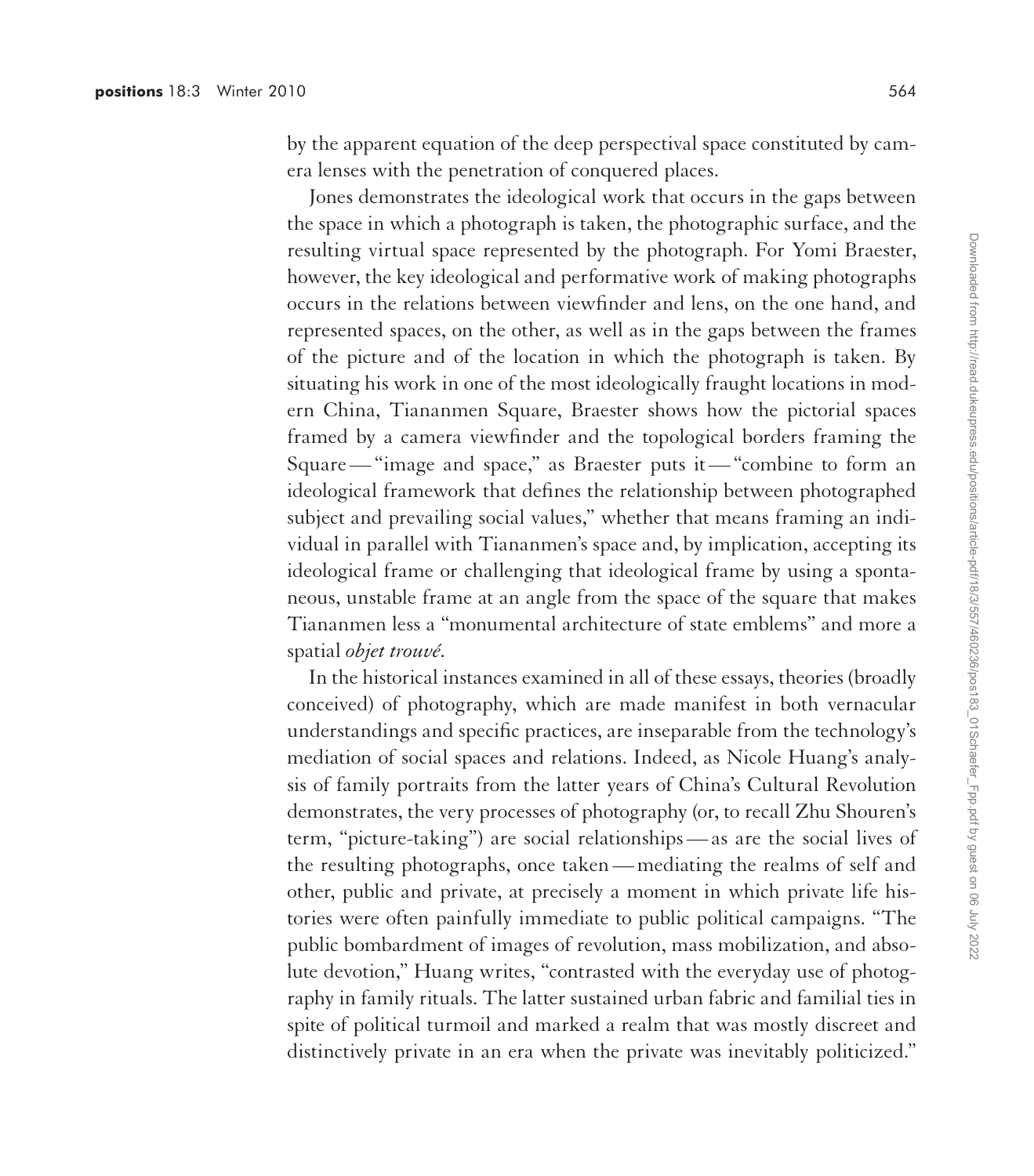by the apparent equation of the deep perspectival space constituted by camera lenses with the penetration of conquered places.

Jones demonstrates the ideological work that occurs in the gaps between the space in which a photograph is taken, the photographic surface, and the resulting virtual space represented by the photograph. For Yomi Braester, however, the key ideological and performative work of making photographs occurs in the relations between viewfinder and lens, on the one hand, and represented spaces, on the other, as well as in the gaps between the frames of the picture and of the location in which the photograph is taken. By situating his work in one of the most ideologically fraught locations in modern China, Tiananmen Square, Braester shows how the pictorial spaces framed by a camera viewfinder and the topological borders framing the Square — "image and space," as Braester puts it — "combine to form an ideological framework that defines the relationship between photographed subject and prevailing social values," whether that means framing an individual in parallel with Tiananmen's space and, by implication, accepting its ideological frame or challenging that ideological frame by using a spontaneous, unstable frame at an angle from the space of the square that makes Tiananmen less a "monumental architecture of state emblems" and more a spatial *objet trouvé*.

In the historical instances examined in all of these essays, theories (broadly conceived) of photography, which are made manifest in both vernacular understandings and specific practices, are inseparable from the technology's mediation of social spaces and relations. Indeed, as Nicole Huang's analysis of family portraits from the latter years of China's Cultural Revolution demonstrates, the very processes of photography (or, to recall Zhu Shouren's term, "picture-taking") are social relationships — as are the social lives of the resulting photographs, once taken — mediating the realms of self and other, public and private, at precisely a moment in which private life histories were often painfully immediate to public political campaigns. "The public bombardment of images of revolution, mass mobilization, and absolute devotion," Huang writes, "contrasted with the everyday use of photography in family rituals. The latter sustained urban fabric and familial ties in spite of political turmoil and marked a realm that was mostly discreet and distinctively private in an era when the private was inevitably politicized."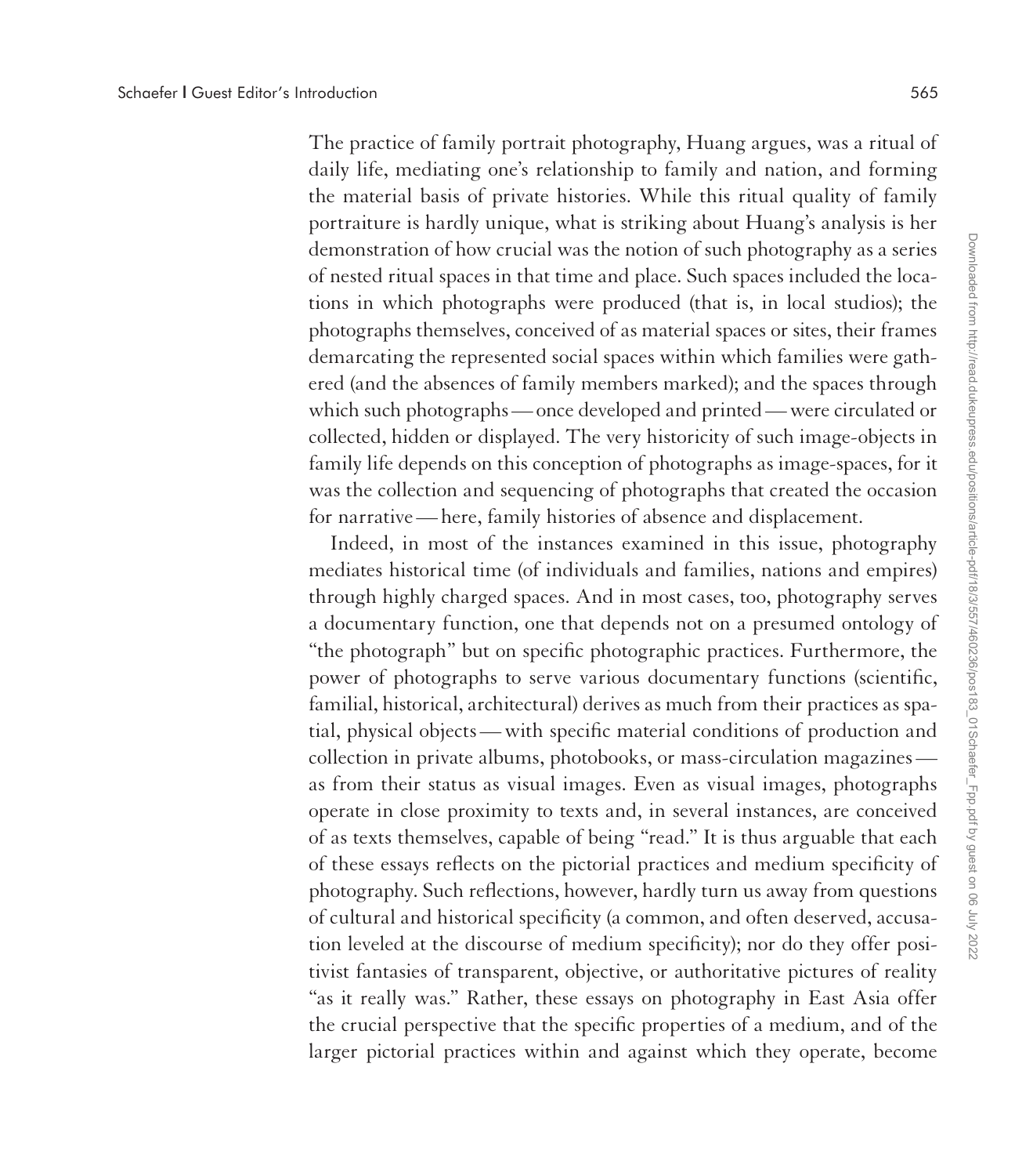The practice of family portrait photography, Huang argues, was a ritual of daily life, mediating one's relationship to family and nation, and forming the material basis of private histories. While this ritual quality of family portraiture is hardly unique, what is striking about Huang's analysis is her demonstration of how crucial was the notion of such photography as a series of nested ritual spaces in that time and place. Such spaces included the locations in which photographs were produced (that is, in local studios); the photographs themselves, conceived of as material spaces or sites, their frames demarcating the represented social spaces within which families were gathered (and the absences of family members marked); and the spaces through which such photographs — once developed and printed — were circulated or collected, hidden or displayed. The very historicity of such image-objects in family life depends on this conception of photographs as image-spaces, for it was the collection and sequencing of photographs that created the occasion for narrative — here, family histories of absence and displacement.

Indeed, in most of the instances examined in this issue, photography mediates historical time (of individuals and families, nations and empires) through highly charged spaces. And in most cases, too, photography serves a documentary function, one that depends not on a presumed ontology of "the photograph" but on specific photographic practices. Furthermore, the power of photographs to serve various documentary functions (scientific, familial, historical, architectural) derives as much from their practices as spatial, physical objects — with specific material conditions of production and collection in private albums, photobooks, or mass-circulation magazines — as from their status as visual images. Even as visual images, photographs operate in close proximity to texts and, in several instances, are conceived of as texts themselves, capable of being "read." It is thus arguable that each of these essays reflects on the pictorial practices and medium specificity of photography. Such reflections, however, hardly turn us away from questions of cultural and historical specificity (a common, and often deserved, accusation leveled at the discourse of medium specificity); nor do they offer positivist fantasies of transparent, objective, or authoritative pictures of reality "as it really was." Rather, these essays on photography in East Asia offer the crucial perspective that the specific properties of a medium, and of the larger pictorial practices within and against which they operate, become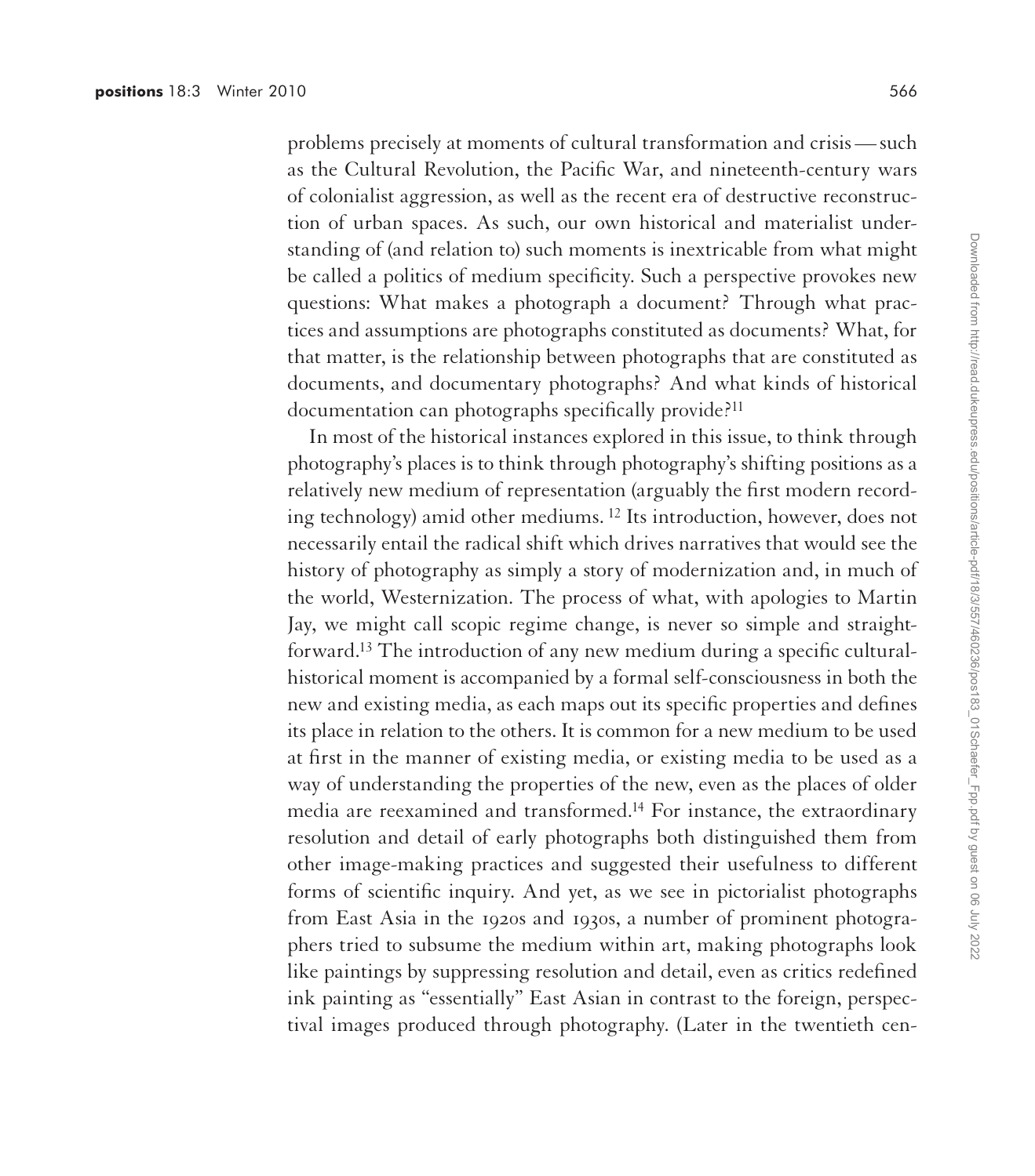problems precisely at moments of cultural transformation and crisis — such as the Cultural Revolution, the Pacific War, and nineteenth-century wars of colonialist aggression, as well as the recent era of destructive reconstruction of urban spaces. As such, our own historical and materialist understanding of (and relation to) such moments is inextricable from what might be called a politics of medium specificity. Such a perspective provokes new questions: What makes a photograph a document? Through what practices and assumptions are photographs constituted as documents? What, for that matter, is the relationship between photographs that are constituted as documents, and documentary photographs? And what kinds of historical documentation can photographs specifically provide?[11]

In most of the historical instances explored in this issue, to think through photography's places is to think through photography's shifting positions as a relatively new medium of representation (arguably the first modern recording technology) amid other mediums. [12] Its introduction, however, does not necessarily entail the radical shift which drives narratives that would see the history of photography as simply a story of modernization and, in much of the world, Westernization. The process of what, with apologies to Martin Jay, we might call scopic regime change, is never so simple and straightforward.[13] The introduction of any new medium during a specific cultural-historical moment is accompanied by a formal self-consciousness in both the new and existing media, as each maps out its specific properties and defines its place in relation to the others. It is common for a new medium to be used at first in the manner of existing media, or existing media to be used as a way of understanding the properties of the new, even as the places of older media are reexamined and transformed.[14] For instance, the extraordinary resolution and detail of early photographs both distinguished them from other image-making practices and suggested their usefulness to different forms of scientific inquiry. And yet, as we see in pictorialist photographs from East Asia in the 1920s and 1930s, a number of prominent photographers tried to subsume the medium within art, making photographs look like paintings by suppressing resolution and detail, even as critics redefined ink painting as "essentially" East Asian in contrast to the foreign, perspectival images produced through photography. (Later in the twentieth cen-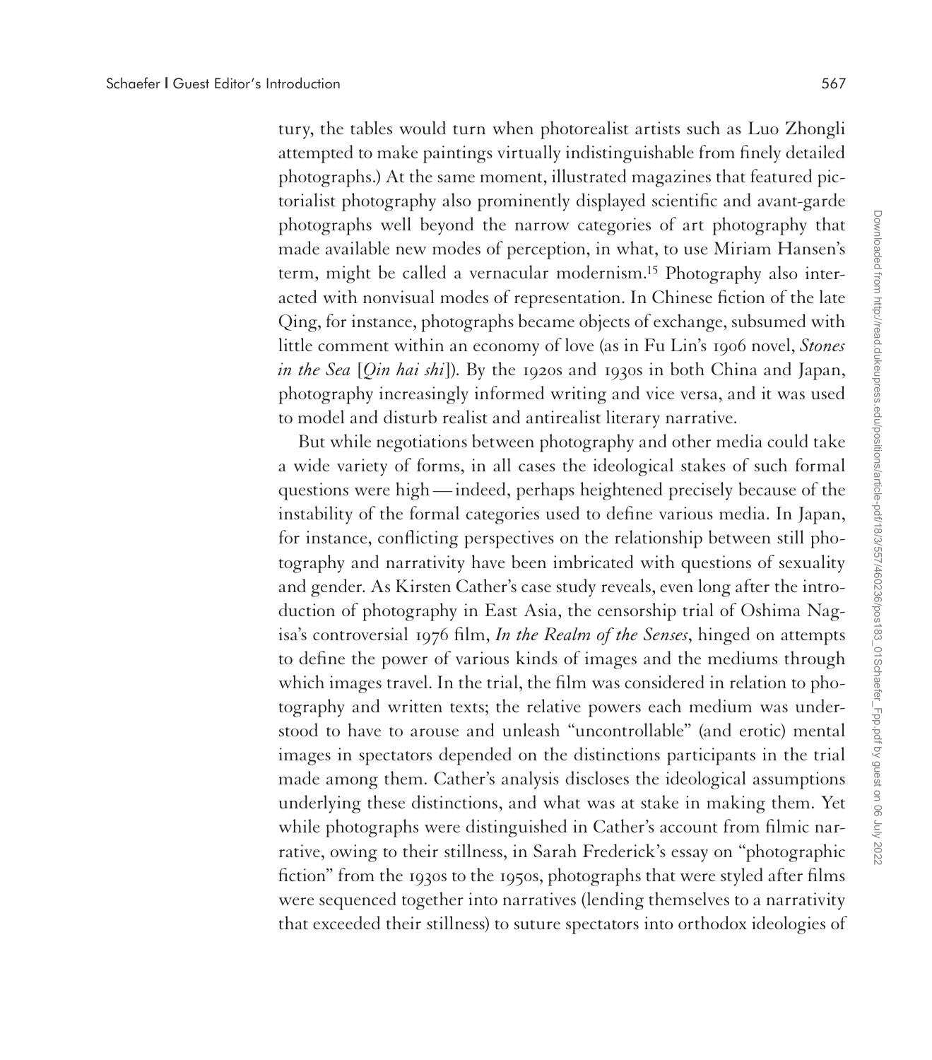tury, the tables would turn when photorealist artists such as Luo Zhongli attempted to make paintings virtually indistinguishable from finely detailed photographs.) At the same moment, illustrated magazines that featured pictorialist photography also prominently displayed scientific and avant-garde photographs well beyond the narrow categories of art photography that made available new modes of perception, in what, to use Miriam Hansen's term, might be called a vernacular modernism.[15] Photography also interacted with nonvisual modes of representation. In Chinese fiction of the late Qing, for instance, photographs became objects of exchange, subsumed with little comment within an economy of love (as in Fu Lin's 1906 novel, *Stones in the Sea* [*Qin hai shi*]). By the 1920s and 1930s in both China and Japan, photography increasingly informed writing and vice versa, and it was used to model and disturb realist and antirealist literary narrative.

But while negotiations between photography and other media could take a wide variety of forms, in all cases the ideological stakes of such formal questions were high — indeed, perhaps heightened precisely because of the instability of the formal categories used to define various media. In Japan, for instance, conflicting perspectives on the relationship between still photography and narrativity have been imbricated with questions of sexuality and gender. As Kirsten Cather's case study reveals, even long after the introduction of photography in East Asia, the censorship trial of Oshima Nagisa's controversial 1976 film, *In the Realm of the Senses*, hinged on attempts to define the power of various kinds of images and the mediums through which images travel. In the trial, the film was considered in relation to photography and written texts; the relative powers each medium was understood to have to arouse and unleash "uncontrollable" (and erotic) mental images in spectators depended on the distinctions participants in the trial made among them. Cather's analysis discloses the ideological assumptions underlying these distinctions, and what was at stake in making them. Yet while photographs were distinguished in Cather's account from filmic narrative, owing to their stillness, in Sarah Frederick's essay on "photographic fiction" from the 1930s to the 1950s, photographs that were styled after films were sequenced together into narratives (lending themselves to a narrativity that exceeded their stillness) to suture spectators into orthodox ideologies of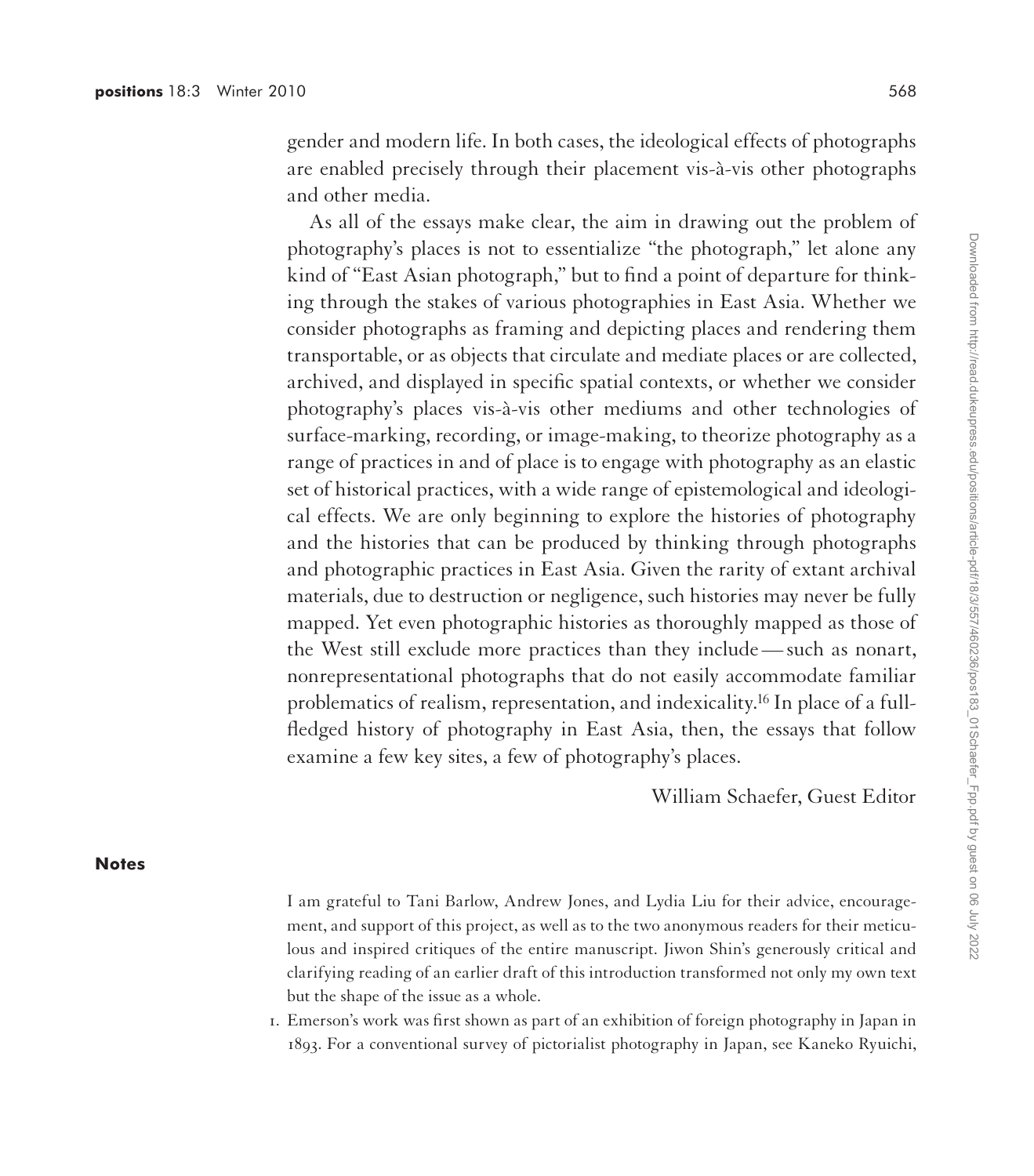gender and modern life. In both cases, the ideological effects of photographs are enabled precisely through their placement vis-à-vis other photographs and other media.

As all of the essays make clear, the aim in drawing out the problem of photography's places is not to essentialize "the photograph," let alone any kind of "East Asian photograph," but to find a point of departure for thinking through the stakes of various photographies in East Asia. Whether we consider photographs as framing and depicting places and rendering them transportable, or as objects that circulate and mediate places or are collected, archived, and displayed in specific spatial contexts, or whether we consider photography's places vis-à-vis other mediums and other technologies of surface-marking, recording, or image-making, to theorize photography as a range of practices in and of place is to engage with photography as an elastic set of historical practices, with a wide range of epistemological and ideological effects. We are only beginning to explore the histories of photography and the histories that can be produced by thinking through photographs and photographic practices in East Asia. Given the rarity of extant archival materials, due to destruction or negligence, such histories may never be fully mapped. Yet even photographic histories as thoroughly mapped as those of the West still exclude more practices than they include — such as nonart, nonrepresentational photographs that do not easily accommodate familiar problematics of realism, representation, and indexicality.[16] In place of a full-fledged history of photography in East Asia, then, the essays that follow examine a few key sites, a few of photography's places.

William Schaefer, Guest Editor

## Notes

I am grateful to Tani Barlow, Andrew Jones, and Lydia Liu for their advice, encouragement, and support of this project, as well as to the two anonymous readers for their meticulous and inspired critiques of the entire manuscript. Jiwon Shin's generously critical and clarifying reading of an earlier draft of this introduction transformed not only my own text but the shape of the issue as a whole.

1. Emerson's work was first shown as part of an exhibition of foreign photography in Japan in 1893. For a conventional survey of pictorialist photography in Japan, see Kaneko Ryuichi,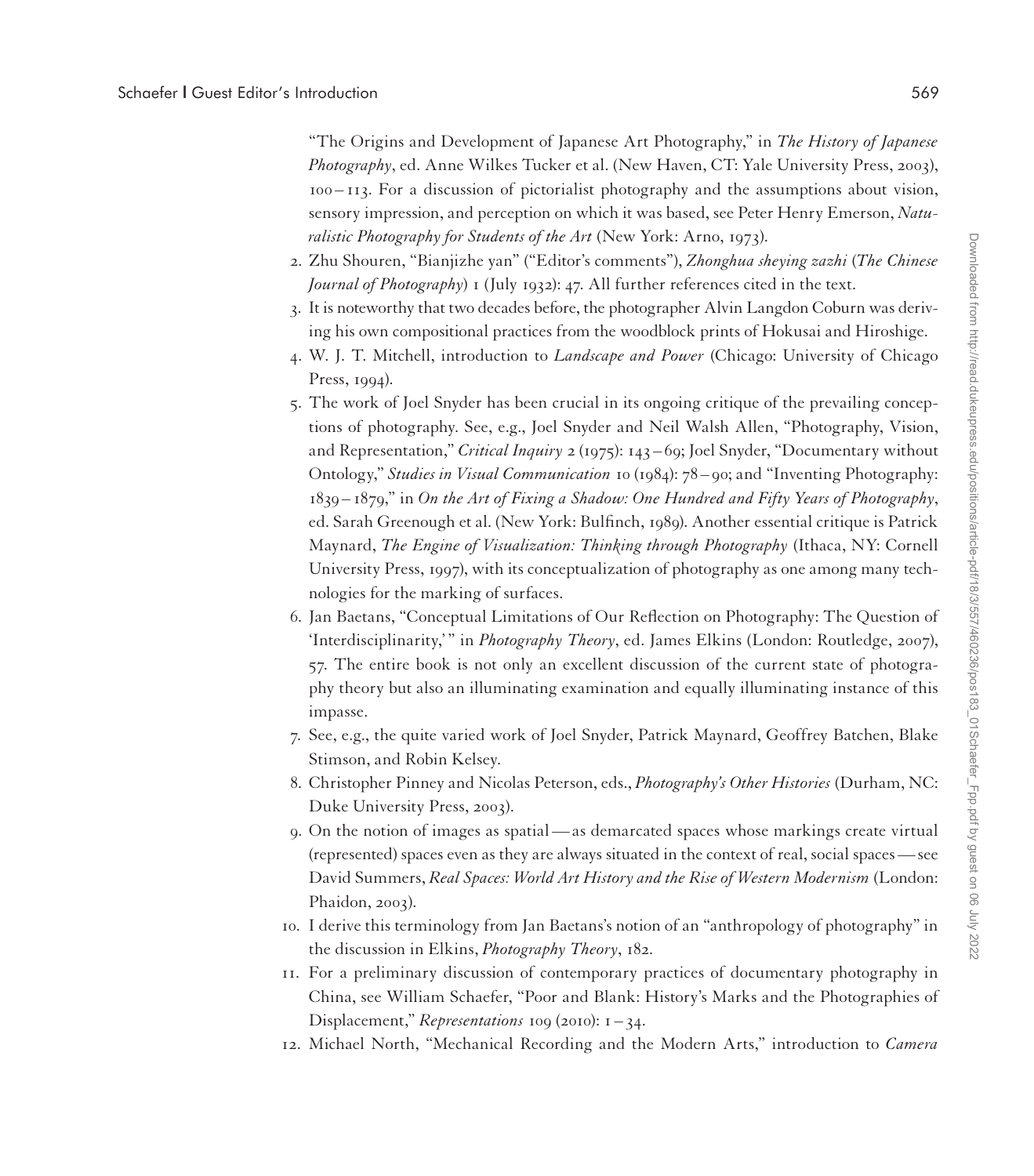"The Origins and Development of Japanese Art Photography," in *The History of Japanese Photography*, ed. Anne Wilkes Tucker et al. (New Haven, CT: Yale University Press, 2003), 100–113. For a discussion of pictorialist photography and the assumptions about vision, sensory impression, and perception on which it was based, see Peter Henry Emerson, *Naturalistic Photography for Students of the Art* (New York: Arno, 1973).

2. Zhu Shouren, "Bianjizhe yan" ("Editor's comments"), *Zhonghua sheying zazhi* (*The Chinese Journal of Photography*) 1 (July 1932): 47. All further references cited in the text.
3. It is noteworthy that two decades before, the photographer Alvin Langdon Coburn was deriving his own compositional practices from the woodblock prints of Hokusai and Hiroshige.
4. W. J. T. Mitchell, introduction to *Landscape and Power* (Chicago: University of Chicago Press, 1994).
5. The work of Joel Snyder has been crucial in its ongoing critique of the prevailing conceptions of photography. See, e.g., Joel Snyder and Neil Walsh Allen, "Photography, Vision, and Representation," *Critical Inquiry* 2 (1975): 143–69; Joel Snyder, "Documentary without Ontology," *Studies in Visual Communication* 10 (1984): 78–90; and "Inventing Photography: 1839–1879," in *On the Art of Fixing a Shadow: One Hundred and Fifty Years of Photography*, ed. Sarah Greenough et al. (New York: Bulfinch, 1989). Another essential critique is Patrick Maynard, *The Engine of Visualization: Thinking through Photography* (Ithaca, NY: Cornell University Press, 1997), with its conceptualization of photography as one among many technologies for the marking of surfaces.
6. Jan Baetans, "Conceptual Limitations of Our Reflection on Photography: The Question of 'Interdisciplinarity,'" in *Photography Theory*, ed. James Elkins (London: Routledge, 2007), 57. The entire book is not only an excellent discussion of the current state of photography theory but also an illuminating examination and equally illuminating instance of this impasse.
7. See, e.g., the quite varied work of Joel Snyder, Patrick Maynard, Geoffrey Batchen, Blake Stimson, and Robin Kelsey.
8. Christopher Pinney and Nicolas Peterson, eds., *Photography's Other Histories* (Durham, NC: Duke University Press, 2003).
9. On the notion of images as spatial—as demarcated spaces whose markings create virtual (represented) spaces even as they are always situated in the context of real, social spaces—see David Summers, *Real Spaces: World Art History and the Rise of Western Modernism* (London: Phaidon, 2003).
10. I derive this terminology from Jan Baetans's notion of an "anthropology of photography" in the discussion in Elkins, *Photography Theory*, 182.
11. For a preliminary discussion of contemporary practices of documentary photography in China, see William Schaefer, "Poor and Blank: History's Marks and the Photographies of Displacement," *Representations* 109 (2010): 1–34.
12. Michael North, "Mechanical Recording and the Modern Arts," introduction to *Camera*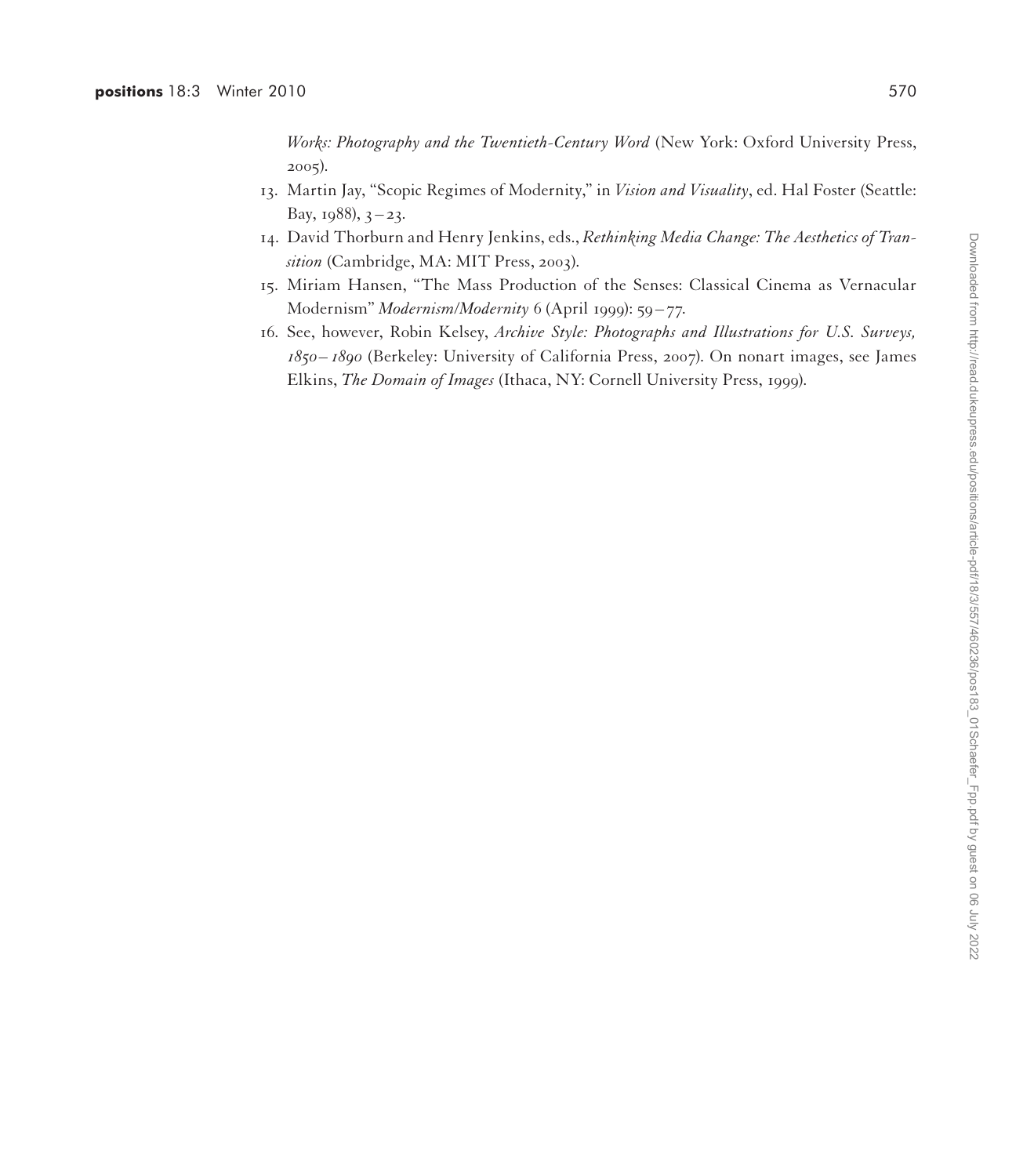*Works: Photography and the Twentieth-Century Word* (New York: Oxford University Press, 2005).

13. Martin Jay, "Scopic Regimes of Modernity," in *Vision and Visuality*, ed. Hal Foster (Seattle: Bay, 1988), 3–23.
14. David Thorburn and Henry Jenkins, eds., *Rethinking Media Change: The Aesthetics of Transition* (Cambridge, MA: MIT Press, 2003).
15. Miriam Hansen, "The Mass Production of the Senses: Classical Cinema as Vernacular Modernism" *Modernism/Modernity* 6 (April 1999): 59–77.
16. See, however, Robin Kelsey, *Archive Style: Photographs and Illustrations for U.S. Surveys, 1850–1890* (Berkeley: University of California Press, 2007). On nonart images, see James Elkins, *The Domain of Images* (Ithaca, NY: Cornell University Press, 1999).